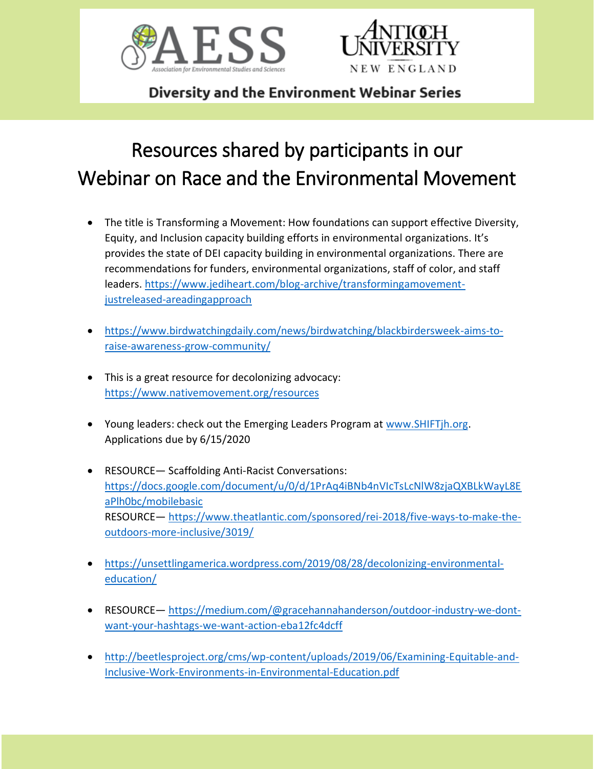Diversity and the Environment Webinar Series

# Resources shared by participants in our Webinar on Race and the Environmental Movement

- The title is Transforming a Movement: How foundations can support effective Diversity, Equity, and Inclusion capacity building efforts in environmental organizations. It's provides the state of DEI capacity building in environmental organizations. There are recommendations for funders, environmental organizations, staff of color, and staff leaders. https://www.jediheart.com/blog-archive/transformingamovement-justreleased-areadingapproach

- https://www.birdwatchingdaily.com/news/birdwatching/blackbirdersweek-aims-to-raise-awareness-grow-community/

- This is a great resource for decolonizing advocacy: https://www.nativemovement.org/resources

- Young leaders: check out the Emerging Leaders Program at www.SHIFTjh.org. Applications due by 6/15/2020

- RESOURCE— Scaffolding Anti-Racist Conversations: https://docs.google.com/document/u/0/d/1PrAq4iBNb4nVIcTsLcNlW8zjaQXBLkWayL8EaPlh0bc/mobilebasic
  RESOURCE— https://www.theatlantic.com/sponsored/rei-2018/five-ways-to-make-the-outdoors-more-inclusive/3019/

- https://unsettlingamerica.wordpress.com/2019/08/28/decolonizing-environmental-education/

- RESOURCE— https://medium.com/@gracehannahanderson/outdoor-industry-we-dont-want-your-hashtags-we-want-action-eba12fc4dcff

- http://beetlesproject.org/cms/wp-content/uploads/2019/06/Examining-Equitable-and-Inclusive-Work-Environments-in-Environmental-Education.pdf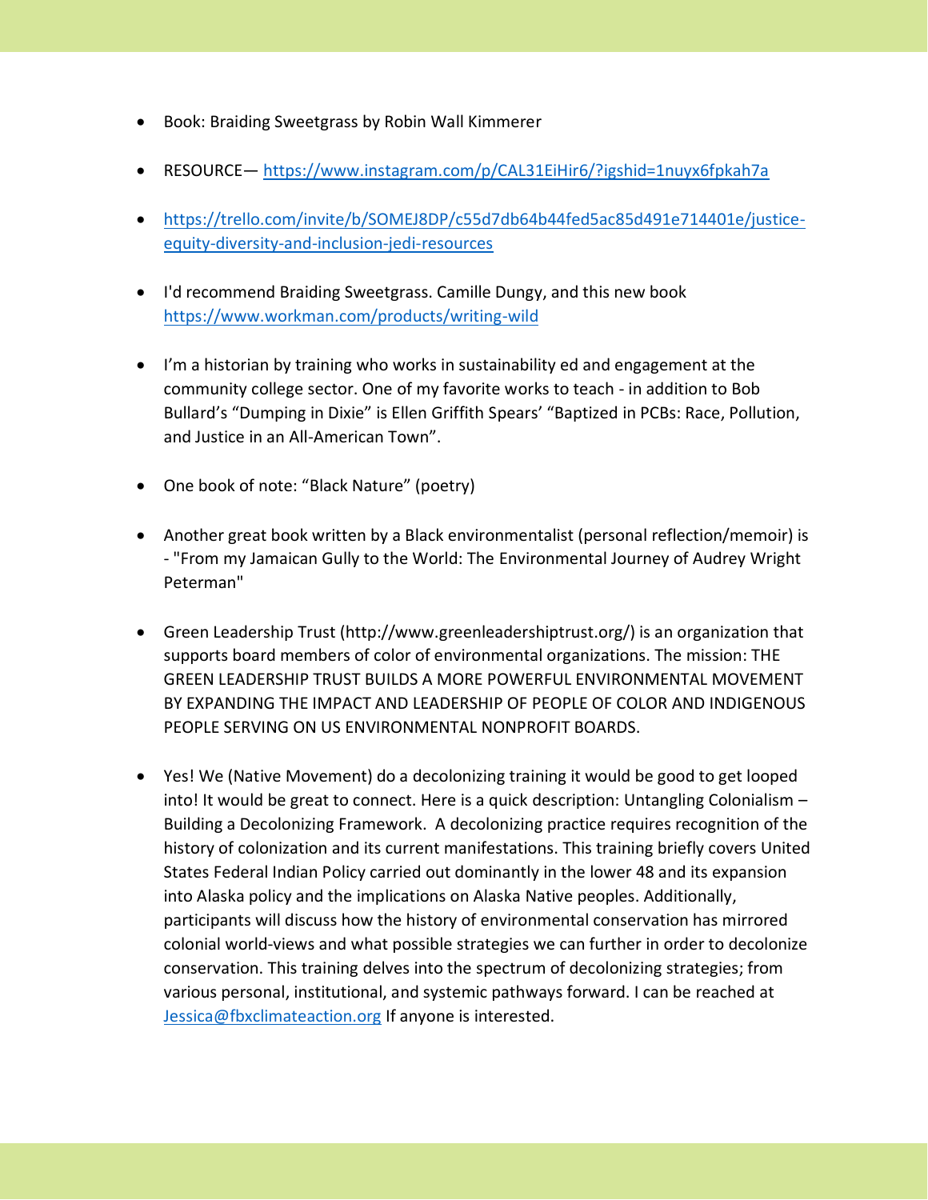- Book: Braiding Sweetgrass by Robin Wall Kimmerer

- RESOURCE— https://www.instagram.com/p/CAL31EiHir6/?igshid=1nuyx6fpkah7a

- https://trello.com/invite/b/SOMEJ8DP/c55d7db64b44fed5ac85d491e714401e/justice-equity-diversity-and-inclusion-jedi-resources

- I'd recommend Braiding Sweetgrass. Camille Dungy, and this new book https://www.workman.com/products/writing-wild

- I'm a historian by training who works in sustainability ed and engagement at the community college sector. One of my favorite works to teach - in addition to Bob Bullard's "Dumping in Dixie" is Ellen Griffith Spears' "Baptized in PCBs: Race, Pollution, and Justice in an All-American Town".

- One book of note: "Black Nature" (poetry)

- Another great book written by a Black environmentalist (personal reflection/memoir) is - "From my Jamaican Gully to the World: The Environmental Journey of Audrey Wright Peterman"

- Green Leadership Trust (http://www.greenleadershiptrust.org/) is an organization that supports board members of color of environmental organizations. The mission: THE GREEN LEADERSHIP TRUST BUILDS A MORE POWERFUL ENVIRONMENTAL MOVEMENT BY EXPANDING THE IMPACT AND LEADERSHIP OF PEOPLE OF COLOR AND INDIGENOUS PEOPLE SERVING ON US ENVIRONMENTAL NONPROFIT BOARDS.

- Yes! We (Native Movement) do a decolonizing training it would be good to get looped into! It would be great to connect. Here is a quick description: Untangling Colonialism – Building a Decolonizing Framework. A decolonizing practice requires recognition of the history of colonization and its current manifestations. This training briefly covers United States Federal Indian Policy carried out dominantly in the lower 48 and its expansion into Alaska policy and the implications on Alaska Native peoples. Additionally, participants will discuss how the history of environmental conservation has mirrored colonial world-views and what possible strategies we can further in order to decolonize conservation. This training delves into the spectrum of decolonizing strategies; from various personal, institutional, and systemic pathways forward. I can be reached at Jessica@fbxclimateaction.org If anyone is interested.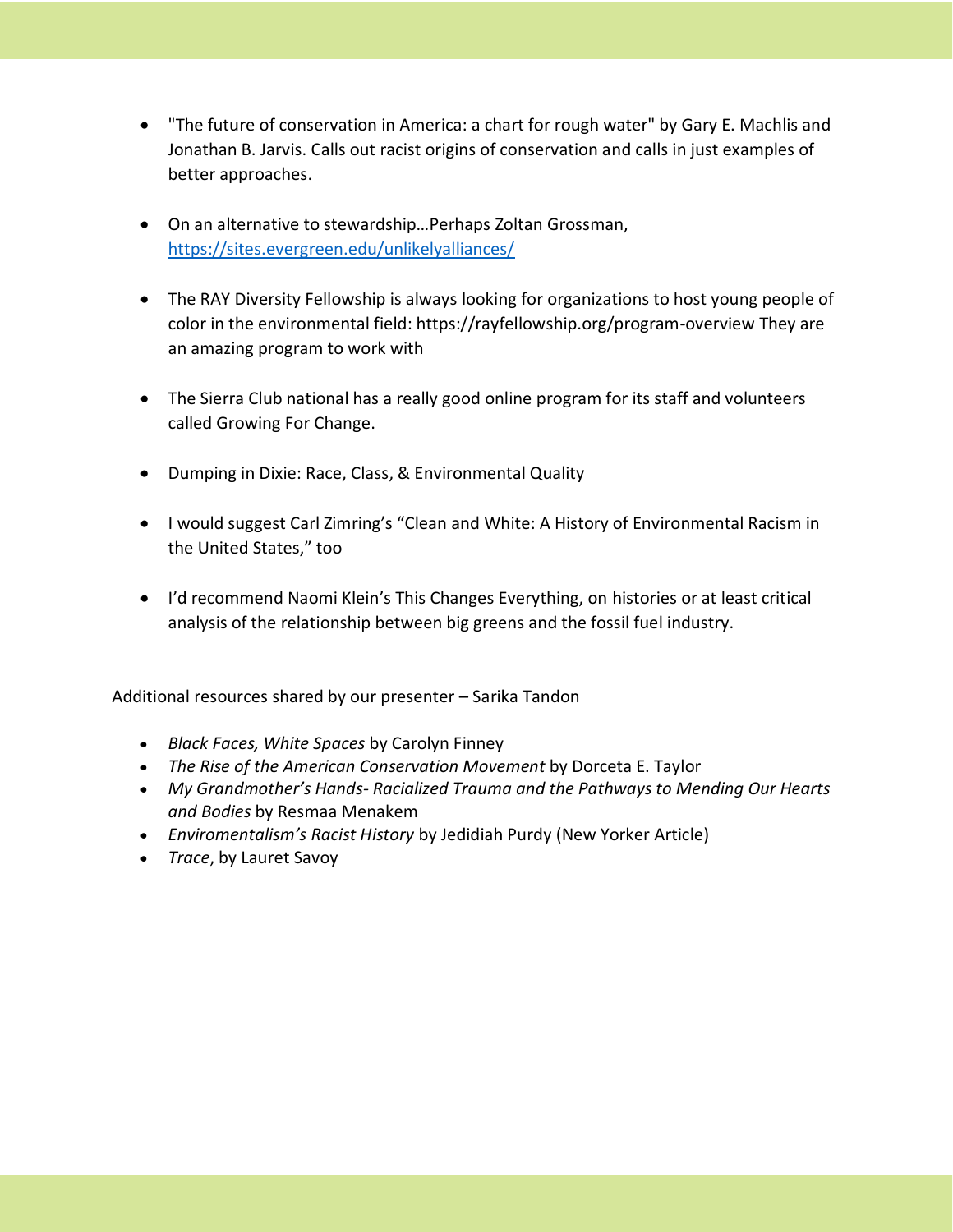- "The future of conservation in America: a chart for rough water" by Gary E. Machlis and Jonathan B. Jarvis. Calls out racist origins of conservation and calls in just examples of better approaches.

- On an alternative to stewardship…Perhaps Zoltan Grossman, [https://sites.evergreen.edu/unlikelyalliances/](https://sites.evergreen.edu/unlikelyalliances/)

- The RAY Diversity Fellowship is always looking for organizations to host young people of color in the environmental field: https://rayfellowship.org/program-overview They are an amazing program to work with

- The Sierra Club national has a really good online program for its staff and volunteers called Growing For Change.

- Dumping in Dixie: Race, Class, & Environmental Quality

- I would suggest Carl Zimring's "Clean and White: A History of Environmental Racism in the United States," too

- I'd recommend Naomi Klein's This Changes Everything, on histories or at least critical analysis of the relationship between big greens and the fossil fuel industry.

Additional resources shared by our presenter – Sarika Tandon

- *Black Faces, White Spaces* by Carolyn Finney
- *The Rise of the American Conservation Movement* by Dorceta E. Taylor
- *My Grandmother's Hands- Racialized Trauma and the Pathways to Mending Our Hearts and Bodies* by Resmaa Menakem
- *Enviromentalism's Racist History* by Jedidiah Purdy (New Yorker Article)
- *Trace*, by Lauret Savoy